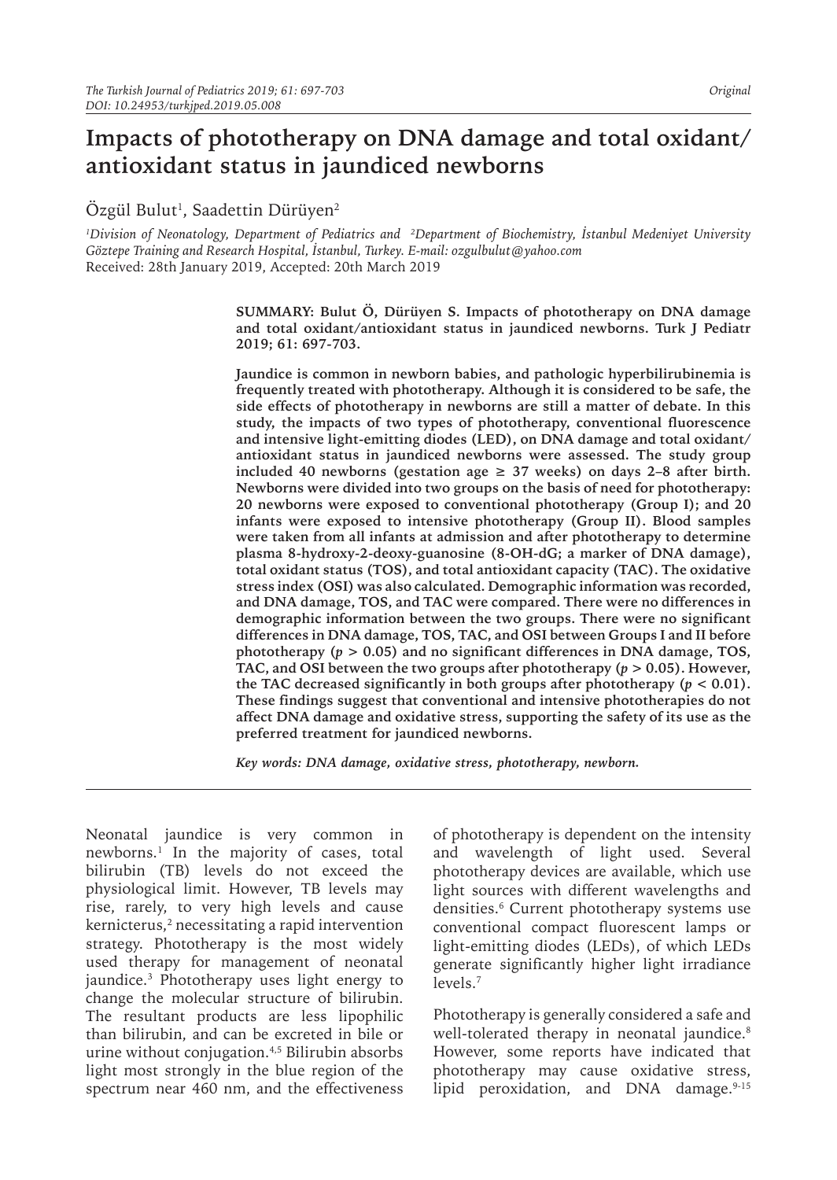# Impacts of phototherapy on DNA damage and total oxidant/ antioxidant status in jaundiced newborns

Özgül Bulut[1], Saadettin Dürüyen[2]

[1]Division of Neonatology, Department of Pediatrics and [2]Department of Biochemistry, İstanbul Medeniyet University Göztepe Training and Research Hospital, İstanbul, Turkey. E-mail: ozgulbulut@yahoo.com
Received: 28th January 2019, Accepted: 20th March 2019

**SUMMARY: Bulut Ö, Dürüyen S. Impacts of phototherapy on DNA damage and total oxidant/antioxidant status in jaundiced newborns. Turk J Pediatr 2019; 61: 697-703.**

**Jaundice is common in newborn babies, and pathologic hyperbilirubinemia is frequently treated with phototherapy. Although it is considered to be safe, the side effects of phototherapy in newborns are still a matter of debate. In this study, the impacts of two types of phototherapy, conventional fluorescence and intensive light-emitting diodes (LED), on DNA damage and total oxidant/antioxidant status in jaundiced newborns were assessed. The study group included 40 newborns (gestation age ≥ 37 weeks) on days 2–8 after birth. Newborns were divided into two groups on the basis of need for phototherapy: 20 newborns were exposed to conventional phototherapy (Group I); and 20 infants were exposed to intensive phototherapy (Group II). Blood samples were taken from all infants at admission and after phototherapy to determine plasma 8-hydroxy-2-deoxy-guanosine (8-OH-dG; a marker of DNA damage), total oxidant status (TOS), and total antioxidant capacity (TAC). The oxidative stress index (OSI) was also calculated. Demographic information was recorded, and DNA damage, TOS, and TAC were compared. There were no differences in demographic information between the two groups. There were no significant differences in DNA damage, TOS, TAC, and OSI between Groups I and II before phototherapy ($p > 0.05$) and no significant differences in DNA damage, TOS, TAC, and OSI between the two groups after phototherapy ($p > 0.05$). However, the TAC decreased significantly in both groups after phototherapy ($p < 0.01$). These findings suggest that conventional and intensive phototherapies do not affect DNA damage and oxidative stress, supporting the safety of its use as the preferred treatment for jaundiced newborns.**

*Key words: DNA damage, oxidative stress, phototherapy, newborn.*

Neonatal jaundice is very common in newborns.[1] In the majority of cases, total bilirubin (TB) levels do not exceed the physiological limit. However, TB levels may rise, rarely, to very high levels and cause kernicterus,[2] necessitating a rapid intervention strategy. Phototherapy is the most widely used therapy for management of neonatal jaundice.[3] Phototherapy uses light energy to change the molecular structure of bilirubin. The resultant products are less lipophilic than bilirubin, and can be excreted in bile or urine without conjugation.[4,5] Bilirubin absorbs light most strongly in the blue region of the spectrum near 460 nm, and the effectiveness of phototherapy is dependent on the intensity and wavelength of light used. Several phototherapy devices are available, which use light sources with different wavelengths and densities.[6] Current phototherapy systems use conventional compact fluorescent lamps or light-emitting diodes (LEDs), of which LEDs generate significantly higher light irradiance levels.[7]

Phototherapy is generally considered a safe and well-tolerated therapy in neonatal jaundice.[8] However, some reports have indicated that phototherapy may cause oxidative stress, lipid peroxidation, and DNA damage.[9-15]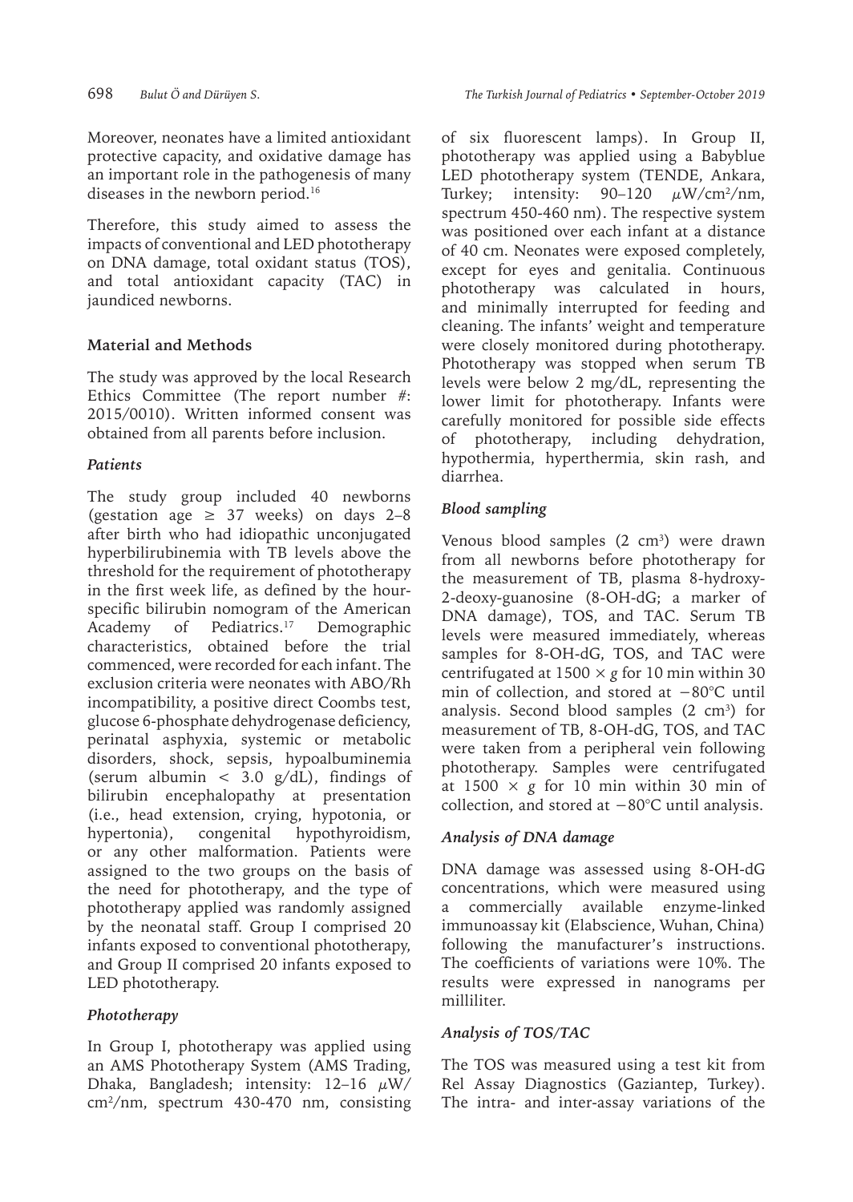Moreover, neonates have a limited antioxidant protective capacity, and oxidative damage has an important role in the pathogenesis of many diseases in the newborn period.[16]

Therefore, this study aimed to assess the impacts of conventional and LED phototherapy on DNA damage, total oxidant status (TOS), and total antioxidant capacity (TAC) in jaundiced newborns.

## Material and Methods

The study was approved by the local Research Ethics Committee (The report number #: 2015/0010). Written informed consent was obtained from all parents before inclusion.

### *Patients*

The study group included 40 newborns (gestation age $\geq$ 37 weeks) on days 2–8 after birth who had idiopathic unconjugated hyperbilirubinemia with TB levels above the threshold for the requirement of phototherapy in the first week life, as defined by the hour-specific bilirubin nomogram of the American Academy of Pediatrics.[17] Demographic characteristics, obtained before the trial commenced, were recorded for each infant. The exclusion criteria were neonates with ABO/Rh incompatibility, a positive direct Coombs test, glucose 6-phosphate dehydrogenase deficiency, perinatal asphyxia, systemic or metabolic disorders, shock, sepsis, hypoalbuminemia (serum albumin $<$ 3.0 g/dL), findings of bilirubin encephalopathy at presentation (i.e., head extension, crying, hypotonia, or hypertonia), congenital hypothyroidism, or any other malformation. Patients were assigned to the two groups on the basis of the need for phototherapy, and the type of phototherapy applied was randomly assigned by the neonatal staff. Group I comprised 20 infants exposed to conventional phototherapy, and Group II comprised 20 infants exposed to LED phototherapy.

### *Phototherapy*

In Group I, phototherapy was applied using an AMS Phototherapy System (AMS Trading, Dhaka, Bangladesh; intensity: 12–16 $\mu W/cm^2/nm$, spectrum 430-470 nm, consisting of six fluorescent lamps). In Group II, phototherapy was applied using a Babyblue LED phototherapy system (TENDE, Ankara, Turkey; intensity: 90–120 $\mu W/cm^2/nm$, spectrum 450-460 nm). The respective system was positioned over each infant at a distance of 40 cm. Neonates were exposed completely, except for eyes and genitalia. Continuous phototherapy was calculated in hours, and minimally interrupted for feeding and cleaning. The infants' weight and temperature were closely monitored during phototherapy. Phototherapy was stopped when serum TB levels were below 2 mg/dL, representing the lower limit for phototherapy. Infants were carefully monitored for possible side effects of phototherapy, including dehydration, hypothermia, hyperthermia, skin rash, and diarrhea.

### *Blood sampling*

Venous blood samples (2 $cm^3$) were drawn from all newborns before phototherapy for the measurement of TB, plasma 8-hydroxy-2-deoxy-guanosine (8-OH-dG; a marker of DNA damage), TOS, and TAC. Serum TB levels were measured immediately, whereas samples for 8-OH-dG, TOS, and TAC were centrifugated at $1500 \times g$ for 10 min within 30 min of collection, and stored at $-80°C$ until analysis. Second blood samples (2 $cm^3$) for measurement of TB, 8-OH-dG, TOS, and TAC were taken from a peripheral vein following phototherapy. Samples were centrifugated at $1500 \times g$ for 10 min within 30 min of collection, and stored at $-80°C$ until analysis.

### *Analysis of DNA damage*

DNA damage was assessed using 8-OH-dG concentrations, which were measured using a commercially available enzyme-linked immunoassay kit (Elabscience, Wuhan, China) following the manufacturer's instructions. The coefficients of variations were 10%. The results were expressed in nanograms per milliliter.

### *Analysis of TOS/TAC*

The TOS was measured using a test kit from Rel Assay Diagnostics (Gaziantep, Turkey). The intra- and inter-assay variations of the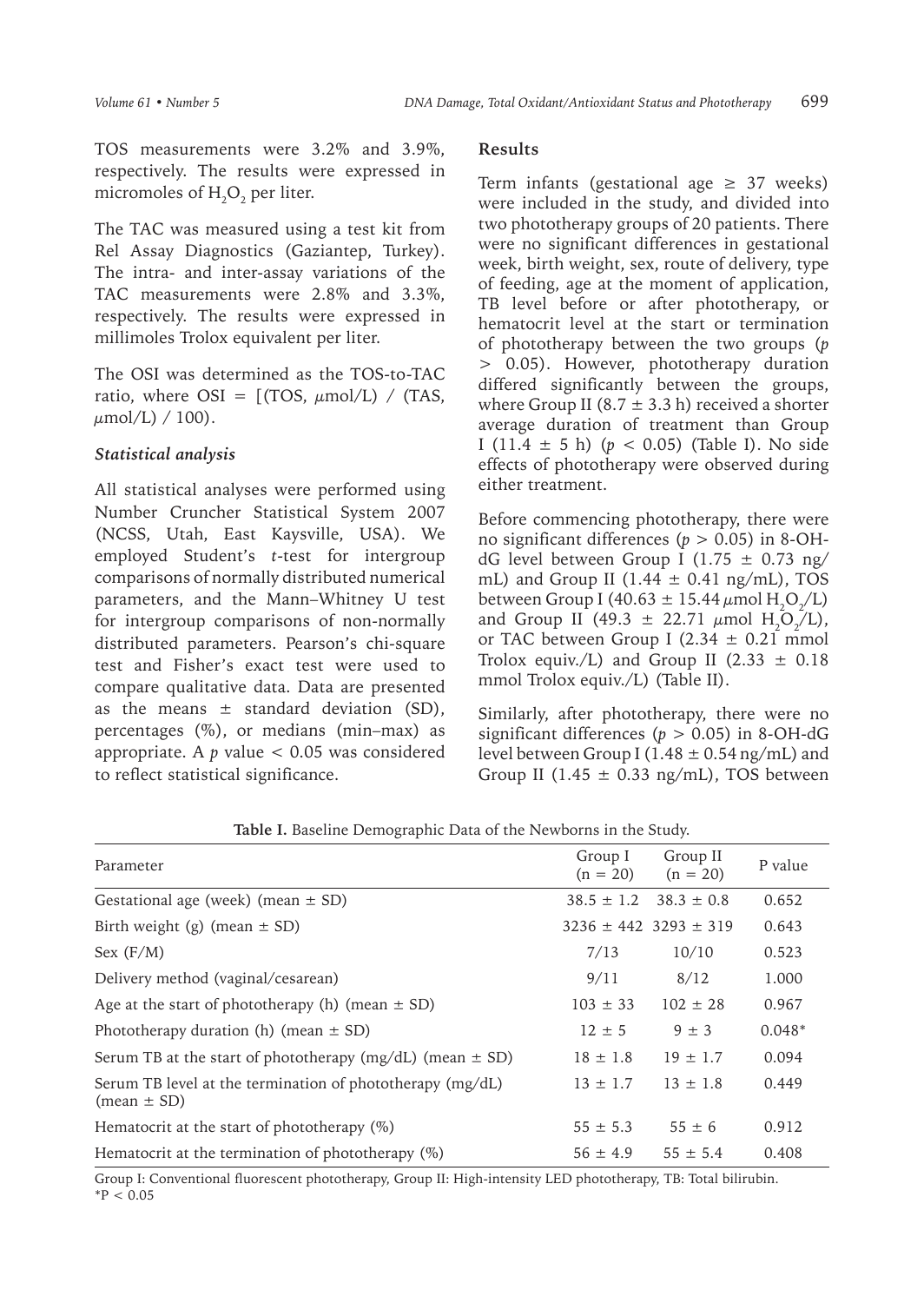TOS measurements were 3.2% and 3.9%, respectively. The results were expressed in micromoles of $H_2O_2$ per liter.

The TAC was measured using a test kit from Rel Assay Diagnostics (Gaziantep, Turkey). The intra- and inter-assay variations of the TAC measurements were 2.8% and 3.3%, respectively. The results were expressed in millimoles Trolox equivalent per liter.

The OSI was determined as the TOS-to-TAC ratio, where OSI = [(TOS, $\mu$mol/L) / (TAS, $\mu$mol/L) / 100).

### *Statistical analysis*

All statistical analyses were performed using Number Cruncher Statistical System 2007 (NCSS, Utah, East Kaysville, USA). We employed Student's *t*-test for intergroup comparisons of normally distributed numerical parameters, and the Mann–Whitney U test for intergroup comparisons of non-normally distributed parameters. Pearson's chi-square test and Fisher's exact test were used to compare qualitative data. Data are presented as the means ± standard deviation (SD), percentages (%), or medians (min–max) as appropriate. A $p$ value $< 0.05$ was considered to reflect statistical significance.

## Results

Term infants (gestational age ≥ 37 weeks) were included in the study, and divided into two phototherapy groups of 20 patients. There were no significant differences in gestational week, birth weight, sex, route of delivery, type of feeding, age at the moment of application, TB level before or after phototherapy, or hematocrit level at the start or termination of phototherapy between the two groups ($p > 0.05$). However, phototherapy duration differed significantly between the groups, where Group II (8.7 ± 3.3 h) received a shorter average duration of treatment than Group I (11.4 ± 5 h) ($p < 0.05$) (Table I). No side effects of phototherapy were observed during either treatment.

Before commencing phototherapy, there were no significant differences ($p > 0.05$) in 8-OH-dG level between Group I (1.75 ± 0.73 ng/mL) and Group II (1.44 ± 0.41 ng/mL), TOS between Group I (40.63 ± 15.44 $\mu$mol $H_2O_2$/L) and Group II (49.3 ± 22.71 $\mu$mol $H_2O_2$/L), or TAC between Group I (2.34 ± 0.21 mmol Trolox equiv./L) and Group II (2.33 ± 0.18 mmol Trolox equiv./L) (Table II).

Similarly, after phototherapy, there were no significant differences ($p > 0.05$) in 8-OH-dG level between Group I (1.48 ± 0.54 ng/mL) and Group II (1.45 ± 0.33 ng/mL), TOS between

**Table I.** Baseline Demographic Data of the Newborns in the Study.

| Parameter | Group I (n = 20) | Group II (n = 20) | P value |
|---|---|---|---|
| Gestational age (week) (mean ± SD) | 38.5 ± 1.2 | 38.3 ± 0.8 | 0.652 |
| Birth weight (g) (mean ± SD) | 3236 ± 442 | 3293 ± 319 | 0.643 |
| Sex (F/M) | 7/13 | 10/10 | 0.523 |
| Delivery method (vaginal/cesarean) | 9/11 | 8/12 | 1.000 |
| Age at the start of phototherapy (h) (mean ± SD) | 103 ± 33 | 102 ± 28 | 0.967 |
| Phototherapy duration (h) (mean ± SD) | 12 ± 5 | 9 ± 3 | 0.048* |
| Serum TB at the start of phototherapy (mg/dL) (mean ± SD) | 18 ± 1.8 | 19 ± 1.7 | 0.094 |
| Serum TB level at the termination of phototherapy (mg/dL) (mean ± SD) | 13 ± 1.7 | 13 ± 1.8 | 0.449 |
| Hematocrit at the start of phototherapy (%) | 55 ± 5.3 | 55 ± 6 | 0.912 |
| Hematocrit at the termination of phototherapy (%) | 56 ± 4.9 | 55 ± 5.4 | 0.408 |

Group I: Conventional fluorescent phototherapy, Group II: High-intensity LED phototherapy, TB: Total bilirubin.
*P < 0.05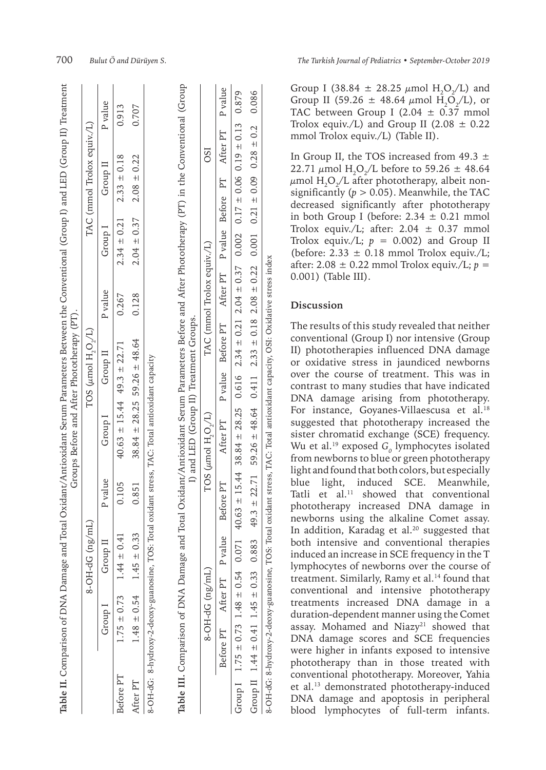**Table II.** Comparison of DNA Damage and Total Oxidant/Antioxidant Serum Parameters Between the Conventional (Group I) and LED (Group II) Treatment Groups Before and After Phototherapy (PT).

| | 8-OH-dG (ng/mL) | | | TOS (μmol $H_2O_2$/L) | | | TAC (mmol Trolox equiv./L) | | |
|---|---|---|---|---|---|---|---|---|---|
| | Group I | Group II | P value | Group I | Group II | P value | Group I | Group II | P value |
| Before PT | 1.75 ± 0.73 | 1.44 ± 0.41 | 0.105 | 40.63 ± 15.44 | 49.3 ± 22.71 | 0.267 | 2.34 ± 0.21 | 2.33 ± 0.18 | 0.913 |
| After PT | 1.48 ± 0.54 | 1.45 ± 0.33 | 0.851 | 38.84 ± 28.25 | 59.26 ± 48.64 | 0.128 | 2.04 ± 0.37 | 2.08 ± 0.22 | 0.707 |

8-OH-dG: 8-hydroxy-2-deoxy-guanosine, TOS: Total oxidant stress, TAC: Total antioxidant capacity

**Table III.** Comparison of DNA Damage and Total Oxidant/Antioxidant Serum Parameters Before and After Phototherapy (PT) in the Conventional (Group I) and LED (Group II) Treatment Groups.

| | 8-OH-dG (ng/mL) | | | TOS (μmol $H_2O_2$/L) | | | TAC (mmol Trolox equiv./L) | | | OSI | | |
|---|---|---|---|---|---|---|---|---|---|---|---|---|
| | Before PT | After PT | P value | Before PT | After PT | P value | Before PT | After PT | P value | Before PT | After PT | P value |
| Group I | 1.75 ± 0.73 | 1.48 ± 0.54 | 0.071 | 40.63 ± 15.44 | 38.84 ± 28.25 | 0.616 | 2.34 ± 0.21 | 2.04 ± 0.37 | 0.002 | 0.17 ± 0.06 | 0.19 ± 0.13 | 0.879 |
| Group II | 1.44 ± 0.41 | 1.45 ± 0.33 | 0.883 | 49.3 ± 22.71 | 59.26 ± 48.64 | 0.411 | 2.33 ± 0.18 | 2.08 ± 0.22 | 0.001 | 0.21 ± 0.09 | 0.28 ± 0.2 | 0.086 |

8-OH-dG: 8-hydroxy-2-deoxy-guanosine, TOS: Total oxidant stress, TAC: Total antioxidant capacity, OSI: Oxidative stress index

Group I (38.84 ± 28.25 μmol $H_2O_2$/L) and Group II (59.26 ± 48.64 μmol $H_2O_2$/L), or TAC between Group I (2.04 ± 0.37 mmol Trolox equiv./L) and Group II (2.08 ± 0.22 mmol Trolox equiv./L) (Table II).

In Group II, the TOS increased from 49.3 ± 22.71 μmol $H_2O_2$/L before to 59.26 ± 48.64 μmol $H_2O_2$/L after phototherapy, albeit non-significantly ($p > 0.05$). Meanwhile, the TAC decreased significantly after phototherapy in both Group I (before: 2.34 ± 0.21 mmol Trolox equiv./L; after: 2.04 ± 0.37 mmol Trolox equiv./L; $p = 0.002$) and Group II (before: 2.33 ± 0.18 mmol Trolox equiv./L; after: 2.08 ± 0.22 mmol Trolox equiv./L; $p = 0.001$) (Table III).

## Discussion

The results of this study revealed that neither conventional (Group I) nor intensive (Group II) phototherapies influenced DNA damage or oxidative stress in jaundiced newborns over the course of treatment. This was in contrast to many studies that have indicated DNA damage arising from phototherapy. For instance, Goyanes-Villaescusa et al.[18] suggested that phototherapy increased the sister chromatid exchange (SCE) frequency. Wu et al.[19] exposed $G_0$ lymphocytes isolated from newborns to blue or green phototherapy light and found that both colors, but especially blue light, induced SCE. Meanwhile, Tatli et al.[11] showed that conventional phototherapy increased DNA damage in newborns using the alkaline Comet assay. In addition, Karadag et al.[20] suggested that both intensive and conventional therapies induced an increase in SCE frequency in the T lymphocytes of newborns over the course of treatment. Similarly, Ramy et al.[14] found that conventional and intensive phototherapy treatments increased DNA damage in a duration-dependent manner using the Comet assay. Mohamed and Niazy[21] showed that DNA damage scores and SCE frequencies were higher in infants exposed to intensive phototherapy than in those treated with conventional phototherapy. Moreover, Yahia et al.[13] demonstrated phototherapy-induced DNA damage and apoptosis in peripheral blood lymphocytes of full-term infants.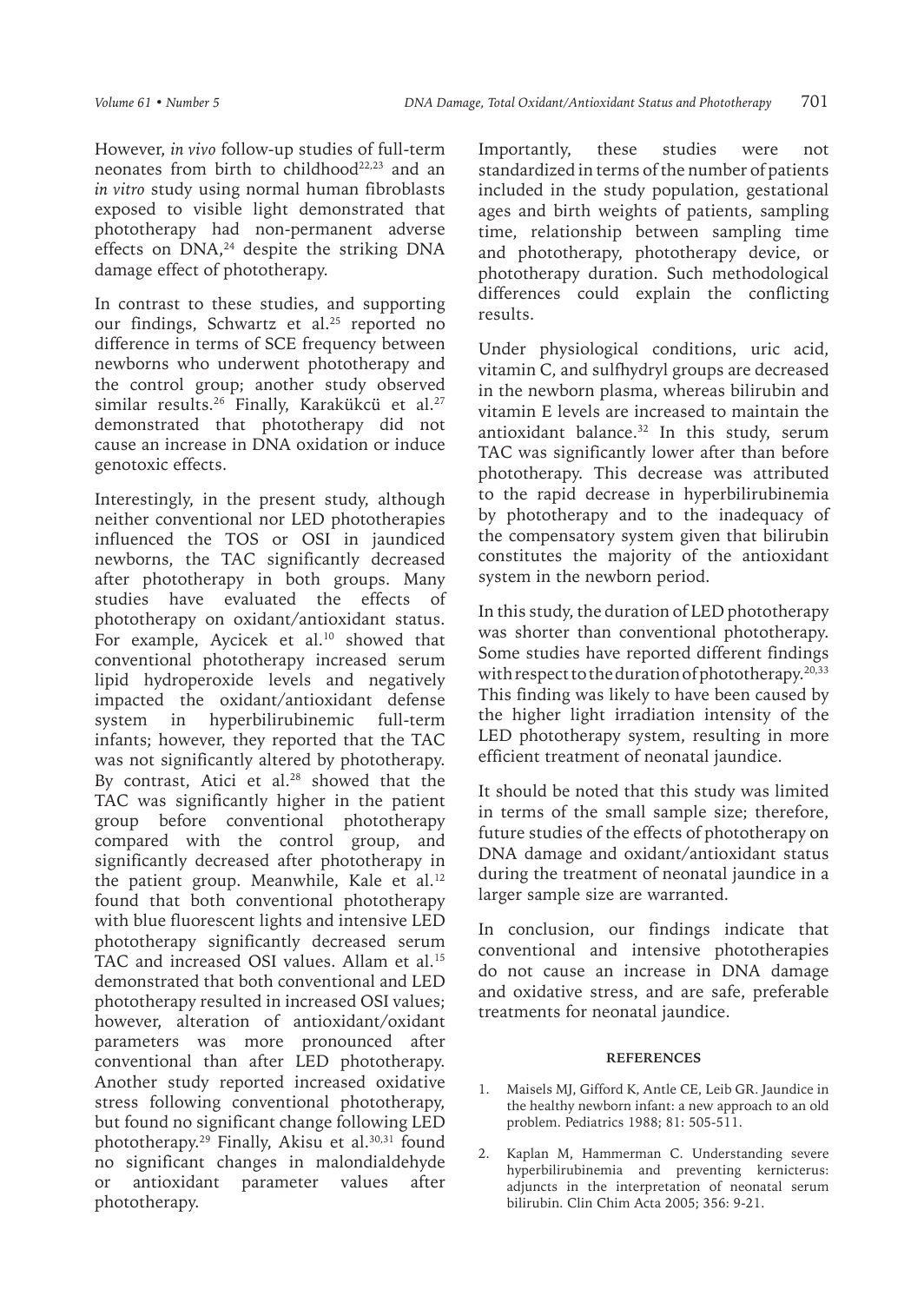However, *in vivo* follow-up studies of full-term neonates from birth to childhood[22,23] and an *in vitro* study using normal human fibroblasts exposed to visible light demonstrated that phototherapy had non-permanent adverse effects on DNA,[24] despite the striking DNA damage effect of phototherapy.

In contrast to these studies, and supporting our findings, Schwartz et al.[25] reported no difference in terms of SCE frequency between newborns who underwent phototherapy and the control group; another study observed similar results.[26] Finally, Karakükcü et al.[27] demonstrated that phototherapy did not cause an increase in DNA oxidation or induce genotoxic effects.

Interestingly, in the present study, although neither conventional nor LED phototherapies influenced the TOS or OSI in jaundiced newborns, the TAC significantly decreased after phototherapy in both groups. Many studies have evaluated the effects of phototherapy on oxidant/antioxidant status. For example, Aycicek et al.[10] showed that conventional phototherapy increased serum lipid hydroperoxide levels and negatively impacted the oxidant/antioxidant defense system in hyperbilirubinemic full-term infants; however, they reported that the TAC was not significantly altered by phototherapy. By contrast, Atici et al.[28] showed that the TAC was significantly higher in the patient group before conventional phototherapy compared with the control group, and significantly decreased after phototherapy in the patient group. Meanwhile, Kale et al.[12] found that both conventional phototherapy with blue fluorescent lights and intensive LED phototherapy significantly decreased serum TAC and increased OSI values. Allam et al.[15] demonstrated that both conventional and LED phototherapy resulted in increased OSI values; however, alteration of antioxidant/oxidant parameters was more pronounced after conventional than after LED phototherapy. Another study reported increased oxidative stress following conventional phototherapy, but found no significant change following LED phototherapy.[29] Finally, Akisu et al.[30,31] found no significant changes in malondialdehyde or antioxidant parameter values after phototherapy.

Importantly, these studies were not standardized in terms of the number of patients included in the study population, gestational ages and birth weights of patients, sampling time, relationship between sampling time and phototherapy, phototherapy device, or phototherapy duration. Such methodological differences could explain the conflicting results.

Under physiological conditions, uric acid, vitamin C, and sulfhydryl groups are decreased in the newborn plasma, whereas bilirubin and vitamin E levels are increased to maintain the antioxidant balance.[32] In this study, serum TAC was significantly lower after than before phototherapy. This decrease was attributed to the rapid decrease in hyperbilirubinemia by phototherapy and to the inadequacy of the compensatory system given that bilirubin constitutes the majority of the antioxidant system in the newborn period.

In this study, the duration of LED phototherapy was shorter than conventional phototherapy. Some studies have reported different findings with respect to the duration of phototherapy.[20,33] This finding was likely to have been caused by the higher light irradiation intensity of the LED phototherapy system, resulting in more efficient treatment of neonatal jaundice.

It should be noted that this study was limited in terms of the small sample size; therefore, future studies of the effects of phototherapy on DNA damage and oxidant/antioxidant status during the treatment of neonatal jaundice in a larger sample size are warranted.

In conclusion, our findings indicate that conventional and intensive phototherapies do not cause an increase in DNA damage and oxidative stress, and are safe, preferable treatments for neonatal jaundice.

## REFERENCES

1. Maisels MJ, Gifford K, Antle CE, Leib GR. Jaundice in the healthy newborn infant: a new approach to an old problem. Pediatrics 1988; 81: 505-511.
2. Kaplan M, Hammerman C. Understanding severe hyperbilirubinemia and preventing kernicterus: adjuncts in the interpretation of neonatal serum bilirubin. Clin Chim Acta 2005; 356: 9-21.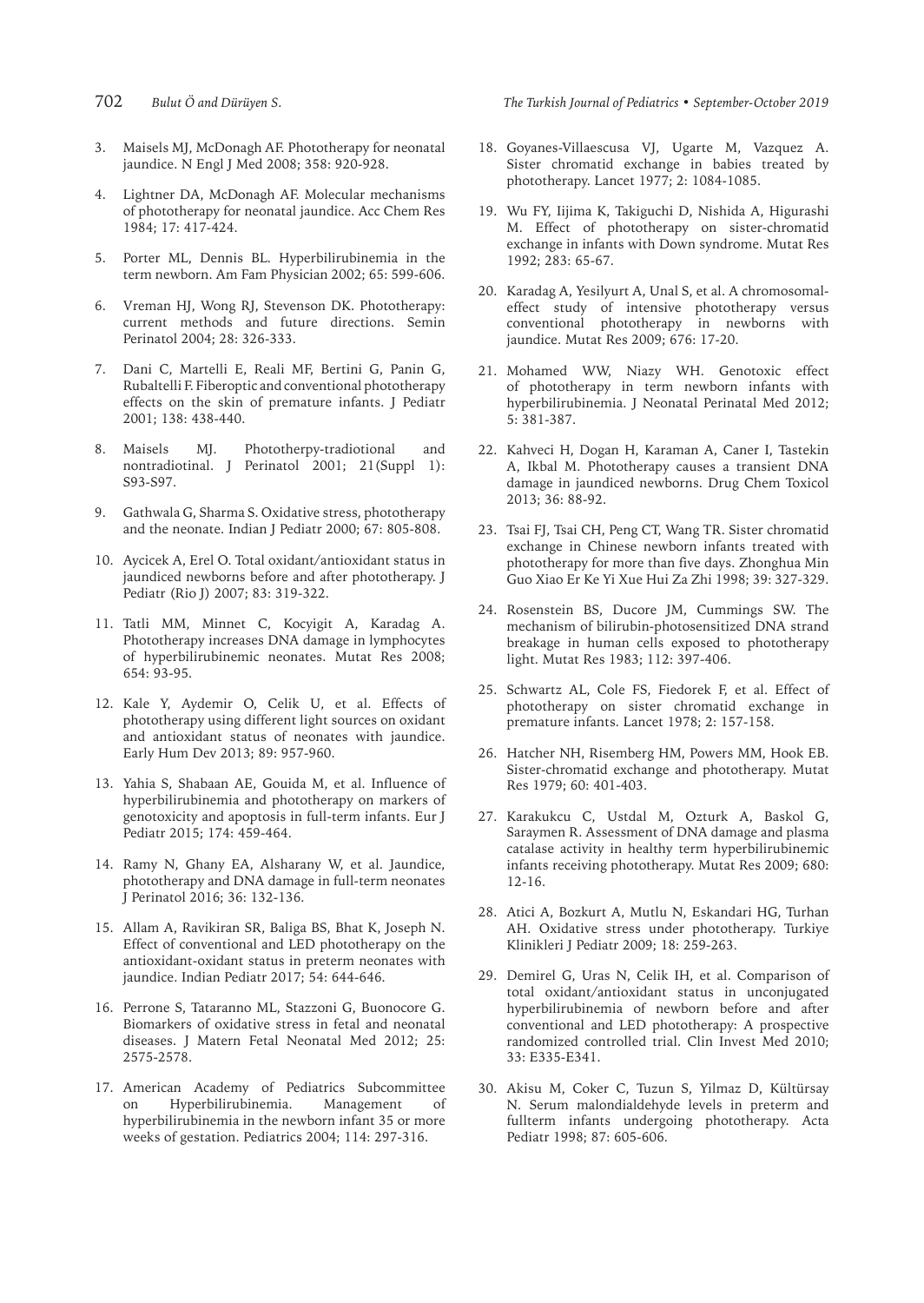3. Maisels MJ, McDonagh AF. Phototherapy for neonatal jaundice. N Engl J Med 2008; 358: 920-928.

4. Lightner DA, McDonagh AF. Molecular mechanisms of phototherapy for neonatal jaundice. Acc Chem Res 1984; 17: 417-424.

5. Porter ML, Dennis BL. Hyperbilirubinemia in the term newborn. Am Fam Physician 2002; 65: 599-606.

6. Vreman HJ, Wong RJ, Stevenson DK. Phototherapy: current methods and future directions. Semin Perinatol 2004; 28: 326-333.

7. Dani C, Martelli E, Reali MF, Bertini G, Panin G, Rubaltelli F. Fiberoptic and conventional phototherapy effects on the skin of premature infants. J Pediatr 2001; 138: 438-440.

8. Maisels MJ. Phototherpy-tradiotional and nontradiotinal. J Perinatol 2001; 21(Suppl 1): S93-S97.

9. Gathwala G, Sharma S. Oxidative stress, phototherapy and the neonate. Indian J Pediatr 2000; 67: 805-808.

10. Aycicek A, Erel O. Total oxidant/antioxidant status in jaundiced newborns before and after phototherapy. J Pediatr (Rio J) 2007; 83: 319-322.

11. Tatli MM, Minnet C, Kocyigit A, Karadag A. Phototherapy increases DNA damage in lymphocytes of hyperbilirubinemic neonates. Mutat Res 2008; 654: 93-95.

12. Kale Y, Aydemir O, Celik U, et al. Effects of phototherapy using different light sources on oxidant and antioxidant status of neonates with jaundice. Early Hum Dev 2013; 89: 957-960.

13. Yahia S, Shabaan AE, Gouida M, et al. Influence of hyperbilirubinemia and phototherapy on markers of genotoxicity and apoptosis in full-term infants. Eur J Pediatr 2015; 174: 459-464.

14. Ramy N, Ghany EA, Alsharany W, et al. Jaundice, phototherapy and DNA damage in full-term neonates J Perinatol 2016; 36: 132-136.

15. Allam A, Ravikiran SR, Baliga BS, Bhat K, Joseph N. Effect of conventional and LED phototherapy on the antioxidant-oxidant status in preterm neonates with jaundice. Indian Pediatr 2017; 54: 644-646.

16. Perrone S, Tataranno ML, Stazzoni G, Buonocore G. Biomarkers of oxidative stress in fetal and neonatal diseases. J Matern Fetal Neonatal Med 2012; 25: 2575-2578.

17. American Academy of Pediatrics Subcommittee on Hyperbilirubinemia. Management of hyperbilirubinemia in the newborn infant 35 or more weeks of gestation. Pediatrics 2004; 114: 297-316.

18. Goyanes-Villaescusa VJ, Ugarte M, Vazquez A. Sister chromatid exchange in babies treated by phototherapy. Lancet 1977; 2: 1084-1085.

19. Wu FY, Iijima K, Takiguchi D, Nishida A, Higurashi M. Effect of phototherapy on sister-chromatid exchange in infants with Down syndrome. Mutat Res 1992; 283: 65-67.

20. Karadag A, Yesilyurt A, Unal S, et al. A chromosomal-effect study of intensive phototherapy versus conventional phototherapy in newborns with jaundice. Mutat Res 2009; 676: 17-20.

21. Mohamed WW, Niazy WH. Genotoxic effect of phototherapy in term newborn infants with hyperbilirubinemia. J Neonatal Perinatal Med 2012; 5: 381-387.

22. Kahveci H, Dogan H, Karaman A, Caner I, Tastekin A, Ikbal M. Phototherapy causes a transient DNA damage in jaundiced newborns. Drug Chem Toxicol 2013; 36: 88-92.

23. Tsai FJ, Tsai CH, Peng CT, Wang TR. Sister chromatid exchange in Chinese newborn infants treated with phototherapy for more than five days. Zhonghua Min Guo Xiao Er Ke Yi Xue Hui Za Zhi 1998; 39: 327-329.

24. Rosenstein BS, Ducore JM, Cummings SW. The mechanism of bilirubin-photosensitized DNA strand breakage in human cells exposed to phototherapy light. Mutat Res 1983; 112: 397-406.

25. Schwartz AL, Cole FS, Fiedorek F, et al. Effect of phototherapy on sister chromatid exchange in premature infants. Lancet 1978; 2: 157-158.

26. Hatcher NH, Risemberg HM, Powers MM, Hook EB. Sister-chromatid exchange and phototherapy. Mutat Res 1979; 60: 401-403.

27. Karakukcu C, Ustdal M, Ozturk A, Baskol G, Saraymen R. Assessment of DNA damage and plasma catalase activity in healthy term hyperbilirubinemic infants receiving phototherapy. Mutat Res 2009; 680: 12-16.

28. Atici A, Bozkurt A, Mutlu N, Eskandari HG, Turhan AH. Oxidative stress under phototherapy. Turkiye Klinikleri J Pediatr 2009; 18: 259-263.

29. Demirel G, Uras N, Celik IH, et al. Comparison of total oxidant/antioxidant status in unconjugated hyperbilirubinemia of newborn before and after conventional and LED phototherapy: A prospective randomized controlled trial. Clin Invest Med 2010; 33: E335-E341.

30. Akisu M, Coker C, Tuzun S, Yilmaz D, Kültürsay N. Serum malondialdehyde levels in preterm and fullterm infants undergoing phototherapy. Acta Pediatr 1998; 87: 605-606.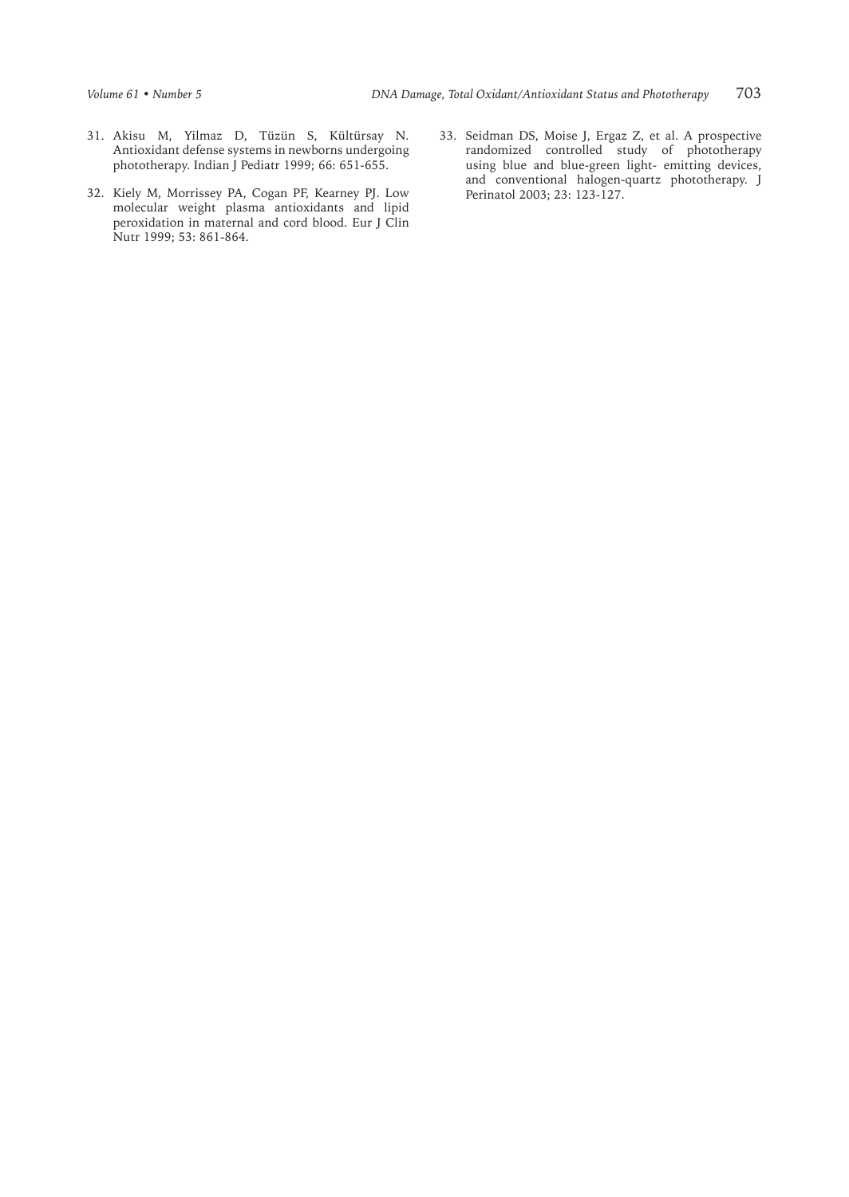31. Akisu M, Yilmaz D, Tüzün S, Kültürsay N. Antioxidant defense systems in newborns undergoing phototherapy. Indian J Pediatr 1999; 66: 651-655.

32. Kiely M, Morrissey PA, Cogan PF, Kearney PJ. Low molecular weight plasma antioxidants and lipid peroxidation in maternal and cord blood. Eur J Clin Nutr 1999; 53: 861-864.

33. Seidman DS, Moise J, Ergaz Z, et al. A prospective randomized controlled study of phototherapy using blue and blue-green light- emitting devices, and conventional halogen-quartz phototherapy. J Perinatol 2003; 23: 123-127.